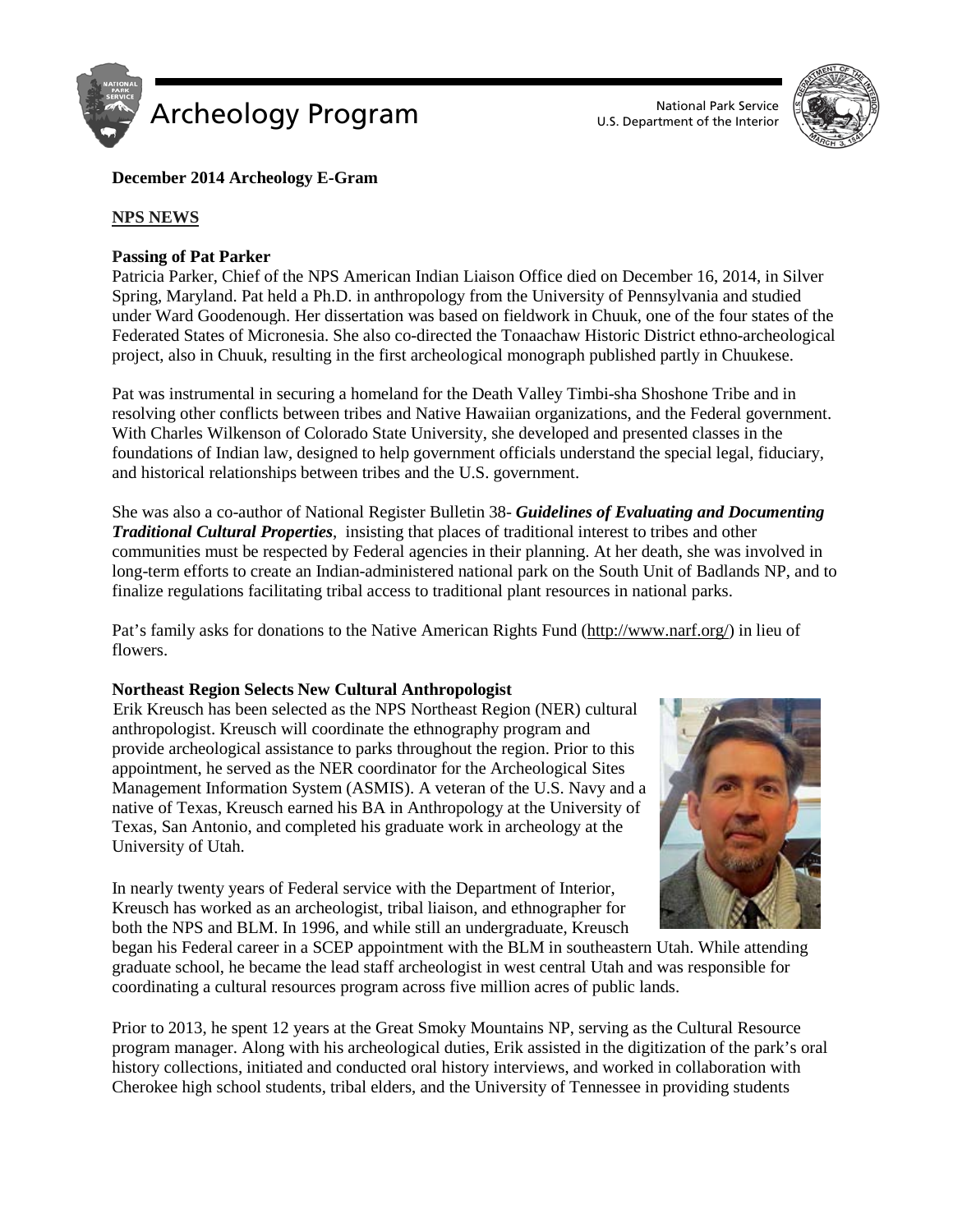Archeology Program

National Park Service
U.S. Department of the Interior

**December 2014 Archeology E-Gram**

## NPS NEWS

### Passing of Pat Parker

Patricia Parker, Chief of the NPS American Indian Liaison Office died on December 16, 2014, in Silver Spring, Maryland. Pat held a Ph.D. in anthropology from the University of Pennsylvania and studied under Ward Goodenough. Her dissertation was based on fieldwork in Chuuk, one of the four states of the Federated States of Micronesia. She also co-directed the Tonaachaw Historic District ethno-archeological project, also in Chuuk, resulting in the first archeological monograph published partly in Chuukese.

Pat was instrumental in securing a homeland for the Death Valley Timbi-sha Shoshone Tribe and in resolving other conflicts between tribes and Native Hawaiian organizations, and the Federal government. With Charles Wilkenson of Colorado State University, she developed and presented classes in the foundations of Indian law, designed to help government officials understand the special legal, fiduciary, and historical relationships between tribes and the U.S. government.

She was also a co-author of National Register Bulletin 38- ***Guidelines of Evaluating and Documenting Traditional Cultural Properties***, insisting that places of traditional interest to tribes and other communities must be respected by Federal agencies in their planning. At her death, she was involved in long-term efforts to create an Indian-administered national park on the South Unit of Badlands NP, and to finalize regulations facilitating tribal access to traditional plant resources in national parks.

Pat's family asks for donations to the Native American Rights Fund (http://www.narf.org/) in lieu of flowers.

### Northeast Region Selects New Cultural Anthropologist

Erik Kreusch has been selected as the NPS Northeast Region (NER) cultural anthropologist. Kreusch will coordinate the ethnography program and provide archeological assistance to parks throughout the region. Prior to this appointment, he served as the NER coordinator for the Archeological Sites Management Information System (ASMIS). A veteran of the U.S. Navy and a native of Texas, Kreusch earned his BA in Anthropology at the University of Texas, San Antonio, and completed his graduate work in archeology at the University of Utah.

In nearly twenty years of Federal service with the Department of Interior, Kreusch has worked as an archeologist, tribal liaison, and ethnographer for both the NPS and BLM. In 1996, and while still an undergraduate, Kreusch began his Federal career in a SCEP appointment with the BLM in southeastern Utah. While attending graduate school, he became the lead staff archeologist in west central Utah and was responsible for coordinating a cultural resources program across five million acres of public lands.

Prior to 2013, he spent 12 years at the Great Smoky Mountains NP, serving as the Cultural Resource program manager. Along with his archeological duties, Erik assisted in the digitization of the park's oral history collections, initiated and conducted oral history interviews, and worked in collaboration with Cherokee high school students, tribal elders, and the University of Tennessee in providing students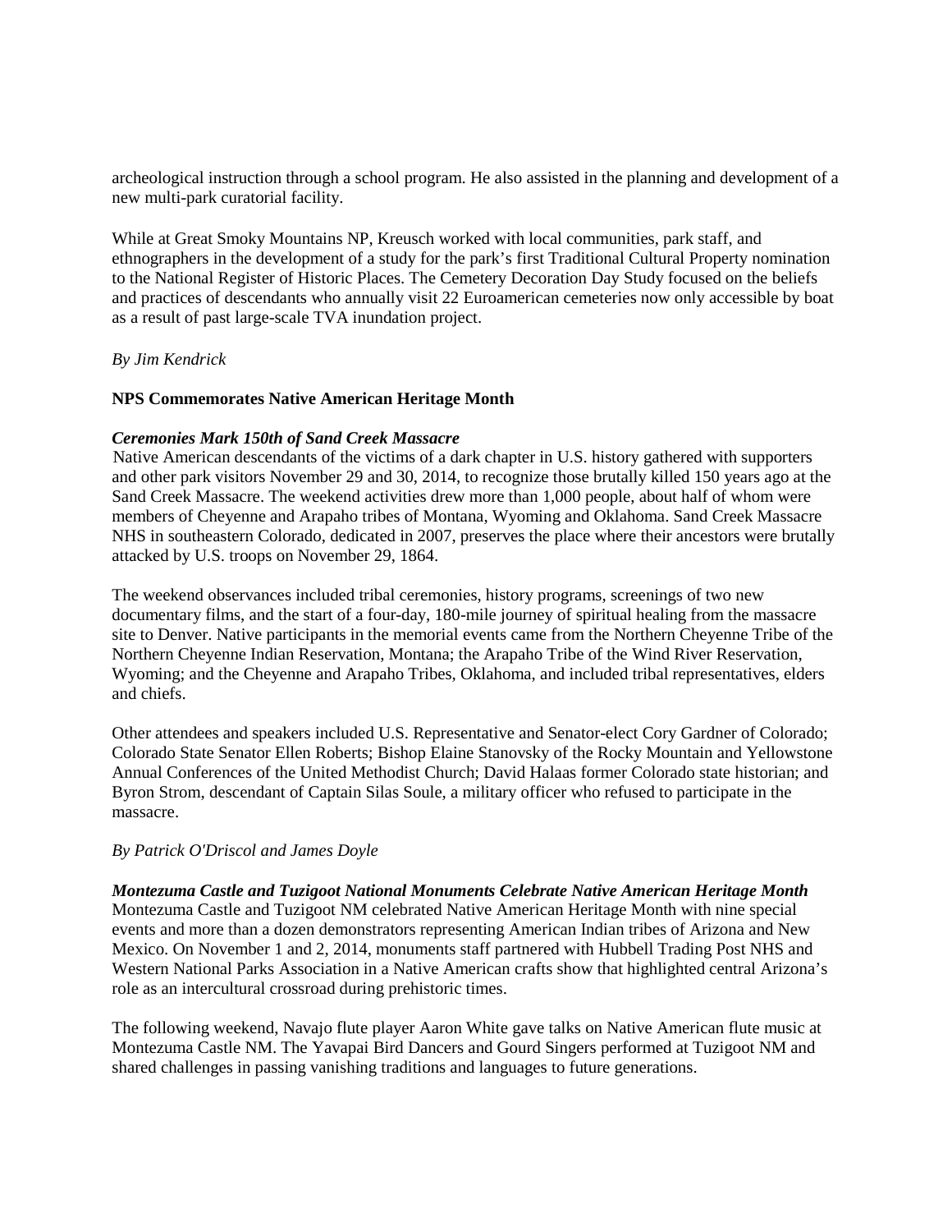archeological instruction through a school program. He also assisted in the planning and development of a new multi-park curatorial facility.

While at Great Smoky Mountains NP, Kreusch worked with local communities, park staff, and ethnographers in the development of a study for the park's first Traditional Cultural Property nomination to the National Register of Historic Places. The Cemetery Decoration Day Study focused on the beliefs and practices of descendants who annually visit 22 Euroamerican cemeteries now only accessible by boat as a result of past large-scale TVA inundation project.

*By Jim Kendrick*

**NPS Commemorates Native American Heritage Month**

***Ceremonies Mark 150th of Sand Creek Massacre***

Native American descendants of the victims of a dark chapter in U.S. history gathered with supporters and other park visitors November 29 and 30, 2014, to recognize those brutally killed 150 years ago at the Sand Creek Massacre. The weekend activities drew more than 1,000 people, about half of whom were members of Cheyenne and Arapaho tribes of Montana, Wyoming and Oklahoma. Sand Creek Massacre NHS in southeastern Colorado, dedicated in 2007, preserves the place where their ancestors were brutally attacked by U.S. troops on November 29, 1864.

The weekend observances included tribal ceremonies, history programs, screenings of two new documentary films, and the start of a four-day, 180-mile journey of spiritual healing from the massacre site to Denver. Native participants in the memorial events came from the Northern Cheyenne Tribe of the Northern Cheyenne Indian Reservation, Montana; the Arapaho Tribe of the Wind River Reservation, Wyoming; and the Cheyenne and Arapaho Tribes, Oklahoma, and included tribal representatives, elders and chiefs.

Other attendees and speakers included U.S. Representative and Senator-elect Cory Gardner of Colorado; Colorado State Senator Ellen Roberts; Bishop Elaine Stanovsky of the Rocky Mountain and Yellowstone Annual Conferences of the United Methodist Church; David Halaas former Colorado state historian; and Byron Strom, descendant of Captain Silas Soule, a military officer who refused to participate in the massacre.

*By Patrick O'Driscol and James Doyle*

***Montezuma Castle and Tuzigoot National Monuments Celebrate Native American Heritage Month***

Montezuma Castle and Tuzigoot NM celebrated Native American Heritage Month with nine special events and more than a dozen demonstrators representing American Indian tribes of Arizona and New Mexico. On November 1 and 2, 2014, monuments staff partnered with Hubbell Trading Post NHS and Western National Parks Association in a Native American crafts show that highlighted central Arizona's role as an intercultural crossroad during prehistoric times.

The following weekend, Navajo flute player Aaron White gave talks on Native American flute music at Montezuma Castle NM. The Yavapai Bird Dancers and Gourd Singers performed at Tuzigoot NM and shared challenges in passing vanishing traditions and languages to future generations.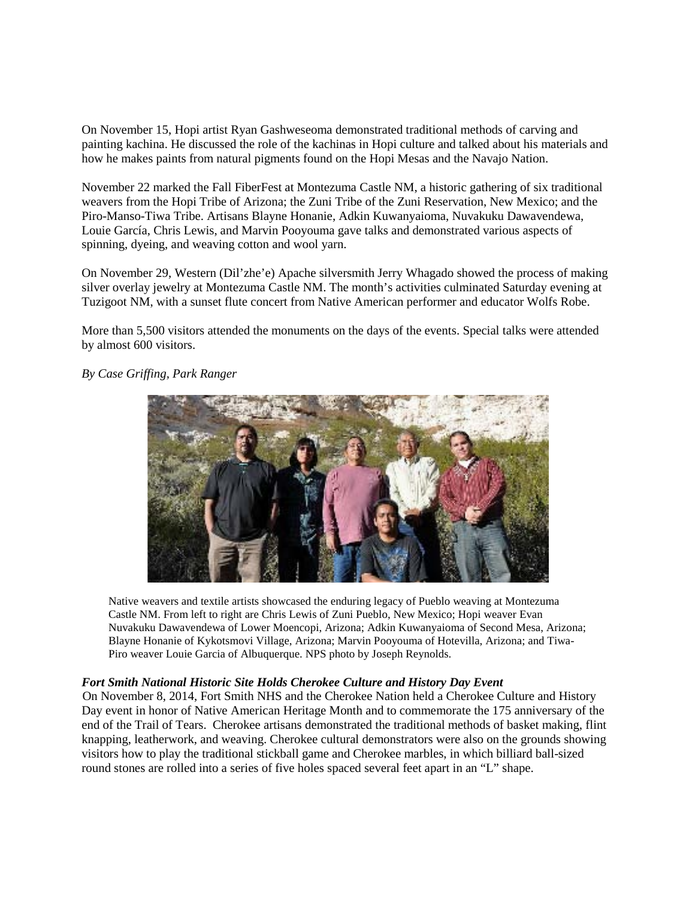On November 15, Hopi artist Ryan Gashweseoma demonstrated traditional methods of carving and painting kachina. He discussed the role of the kachinas in Hopi culture and talked about his materials and how he makes paints from natural pigments found on the Hopi Mesas and the Navajo Nation.

November 22 marked the Fall FiberFest at Montezuma Castle NM, a historic gathering of six traditional weavers from the Hopi Tribe of Arizona; the Zuni Tribe of the Zuni Reservation, New Mexico; and the Piro-Manso-Tiwa Tribe. Artisans Blayne Honanie, Adkin Kuwanyaioma, Nuvakuku Dawavendewa, Louie García, Chris Lewis, and Marvin Pooyouma gave talks and demonstrated various aspects of spinning, dyeing, and weaving cotton and wool yarn.

On November 29, Western (Dil'zhe'e) Apache silversmith Jerry Whagado showed the process of making silver overlay jewelry at Montezuma Castle NM. The month's activities culminated Saturday evening at Tuzigoot NM, with a sunset flute concert from Native American performer and educator Wolfs Robe.

More than 5,500 visitors attended the monuments on the days of the events. Special talks were attended by almost 600 visitors.

*By Case Griffing, Park Ranger*

Native weavers and textile artists showcased the enduring legacy of Pueblo weaving at Montezuma Castle NM. From left to right are Chris Lewis of Zuni Pueblo, New Mexico; Hopi weaver Evan Nuvakuku Dawavendewa of Lower Moencopi, Arizona; Adkin Kuwanyaioma of Second Mesa, Arizona; Blayne Honanie of Kykotsmovi Village, Arizona; Marvin Pooyouma of Hotevilla, Arizona; and Tiwa-Piro weaver Louie Garcia of Albuquerque. NPS photo by Joseph Reynolds.

### *Fort Smith National Historic Site Holds Cherokee Culture and History Day Event*

On November 8, 2014, Fort Smith NHS and the Cherokee Nation held a Cherokee Culture and History Day event in honor of Native American Heritage Month and to commemorate the 175 anniversary of the end of the Trail of Tears. Cherokee artisans demonstrated the traditional methods of basket making, flint knapping, leatherwork, and weaving. Cherokee cultural demonstrators were also on the grounds showing visitors how to play the traditional stickball game and Cherokee marbles, in which billiard ball-sized round stones are rolled into a series of five holes spaced several feet apart in an "L" shape.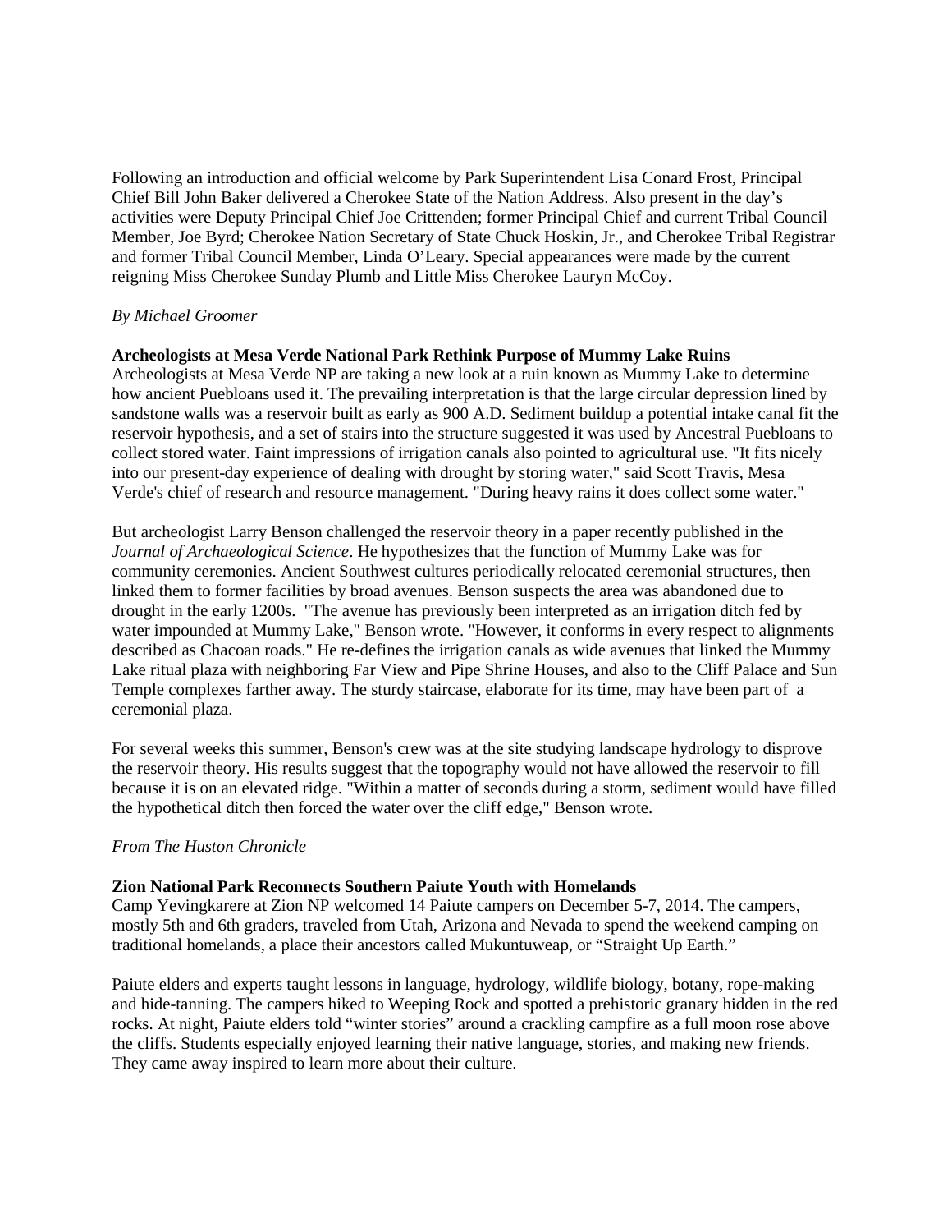Following an introduction and official welcome by Park Superintendent Lisa Conard Frost, Principal Chief Bill John Baker delivered a Cherokee State of the Nation Address. Also present in the day's activities were Deputy Principal Chief Joe Crittenden; former Principal Chief and current Tribal Council Member, Joe Byrd; Cherokee Nation Secretary of State Chuck Hoskin, Jr., and Cherokee Tribal Registrar and former Tribal Council Member, Linda O'Leary. Special appearances were made by the current reigning Miss Cherokee Sunday Plumb and Little Miss Cherokee Lauryn McCoy.

*By Michael Groomer*

**Archeologists at Mesa Verde National Park Rethink Purpose of Mummy Lake Ruins**

Archeologists at Mesa Verde NP are taking a new look at a ruin known as Mummy Lake to determine how ancient Puebloans used it. The prevailing interpretation is that the large circular depression lined by sandstone walls was a reservoir built as early as 900 A.D. Sediment buildup a potential intake canal fit the reservoir hypothesis, and a set of stairs into the structure suggested it was used by Ancestral Puebloans to collect stored water. Faint impressions of irrigation canals also pointed to agricultural use. "It fits nicely into our present-day experience of dealing with drought by storing water," said Scott Travis, Mesa Verde's chief of research and resource management. "During heavy rains it does collect some water."

But archeologist Larry Benson challenged the reservoir theory in a paper recently published in the *Journal of Archaeological Science*. He hypothesizes that the function of Mummy Lake was for community ceremonies. Ancient Southwest cultures periodically relocated ceremonial structures, then linked them to former facilities by broad avenues. Benson suspects the area was abandoned due to drought in the early 1200s. "The avenue has previously been interpreted as an irrigation ditch fed by water impounded at Mummy Lake," Benson wrote. "However, it conforms in every respect to alignments described as Chacoan roads." He re-defines the irrigation canals as wide avenues that linked the Mummy Lake ritual plaza with neighboring Far View and Pipe Shrine Houses, and also to the Cliff Palace and Sun Temple complexes farther away. The sturdy staircase, elaborate for its time, may have been part of a ceremonial plaza.

For several weeks this summer, Benson's crew was at the site studying landscape hydrology to disprove the reservoir theory. His results suggest that the topography would not have allowed the reservoir to fill because it is on an elevated ridge. "Within a matter of seconds during a storm, sediment would have filled the hypothetical ditch then forced the water over the cliff edge," Benson wrote.

*From The Huston Chronicle*

**Zion National Park Reconnects Southern Paiute Youth with Homelands**

Camp Yevingkarere at Zion NP welcomed 14 Paiute campers on December 5-7, 2014. The campers, mostly 5th and 6th graders, traveled from Utah, Arizona and Nevada to spend the weekend camping on traditional homelands, a place their ancestors called Mukuntuweap, or "Straight Up Earth."

Paiute elders and experts taught lessons in language, hydrology, wildlife biology, botany, rope-making and hide-tanning. The campers hiked to Weeping Rock and spotted a prehistoric granary hidden in the red rocks. At night, Paiute elders told "winter stories" around a crackling campfire as a full moon rose above the cliffs. Students especially enjoyed learning their native language, stories, and making new friends. They came away inspired to learn more about their culture.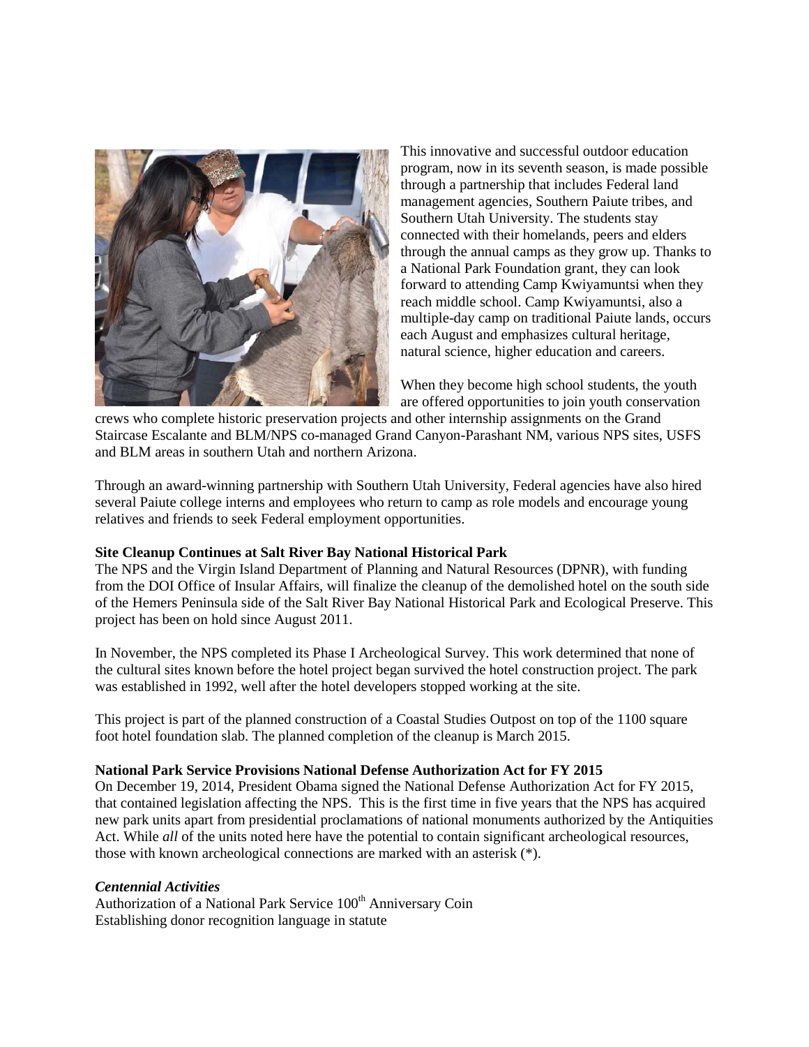This innovative and successful outdoor education program, now in its seventh season, is made possible through a partnership that includes Federal land management agencies, Southern Paiute tribes, and Southern Utah University. The students stay connected with their homelands, peers and elders through the annual camps as they grow up. Thanks to a National Park Foundation grant, they can look forward to attending Camp Kwiyamuntsi when they reach middle school. Camp Kwiyamuntsi, also a multiple-day camp on traditional Paiute lands, occurs each August and emphasizes cultural heritage, natural science, higher education and careers.

When they become high school students, the youth are offered opportunities to join youth conservation crews who complete historic preservation projects and other internship assignments on the Grand Staircase Escalante and BLM/NPS co-managed Grand Canyon-Parashant NM, various NPS sites, USFS and BLM areas in southern Utah and northern Arizona.

Through an award-winning partnership with Southern Utah University, Federal agencies have also hired several Paiute college interns and employees who return to camp as role models and encourage young relatives and friends to seek Federal employment opportunities.

**Site Cleanup Continues at Salt River Bay National Historical Park**

The NPS and the Virgin Island Department of Planning and Natural Resources (DPNR), with funding from the DOI Office of Insular Affairs, will finalize the cleanup of the demolished hotel on the south side of the Hemers Peninsula side of the Salt River Bay National Historical Park and Ecological Preserve. This project has been on hold since August 2011.

In November, the NPS completed its Phase I Archeological Survey. This work determined that none of the cultural sites known before the hotel project began survived the hotel construction project. The park was established in 1992, well after the hotel developers stopped working at the site.

This project is part of the planned construction of a Coastal Studies Outpost on top of the 1100 square foot hotel foundation slab. The planned completion of the cleanup is March 2015.

**National Park Service Provisions National Defense Authorization Act for FY 2015**

On December 19, 2014, President Obama signed the National Defense Authorization Act for FY 2015, that contained legislation affecting the NPS. This is the first time in five years that the NPS has acquired new park units apart from presidential proclamations of national monuments authorized by the Antiquities Act. While *all* of the units noted here have the potential to contain significant archeological resources, those with known archeological connections are marked with an asterisk (*).

***Centennial Activities***

Authorization of a National Park Service 100th Anniversary Coin
Establishing donor recognition language in statute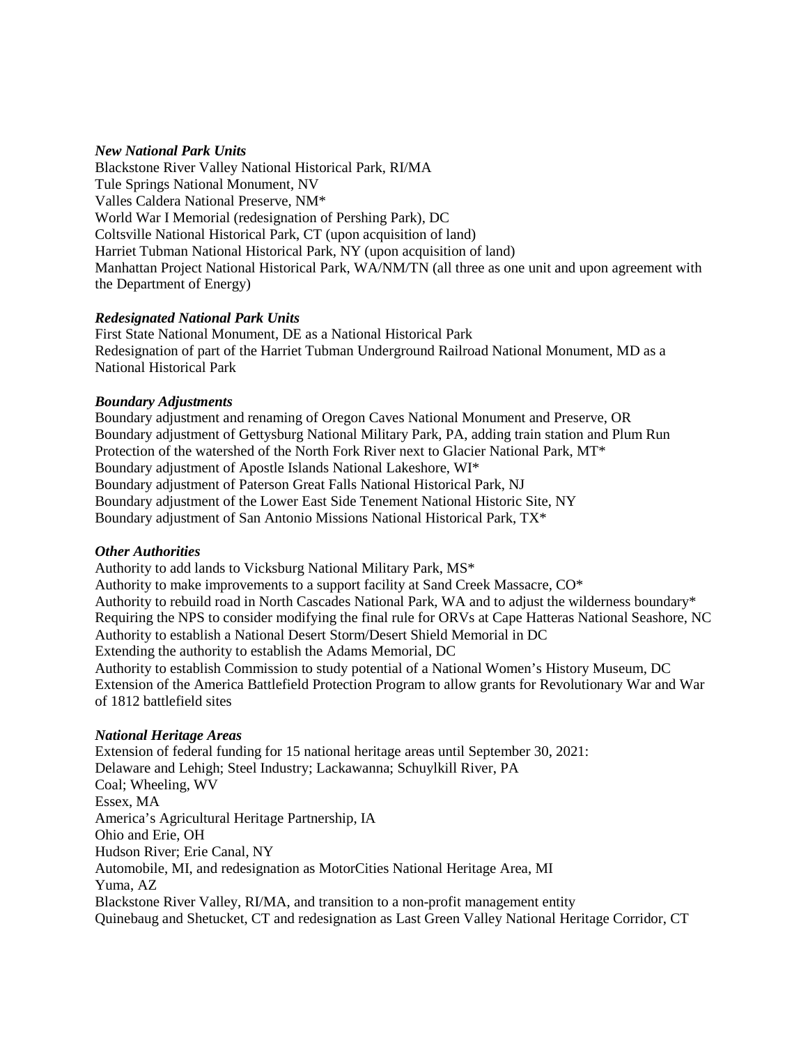***New National Park Units***

Blackstone River Valley National Historical Park, RI/MA
Tule Springs National Monument, NV
Valles Caldera National Preserve, NM*
World War I Memorial (redesignation of Pershing Park), DC
Coltsville National Historical Park, CT (upon acquisition of land)
Harriet Tubman National Historical Park, NY (upon acquisition of land)
Manhattan Project National Historical Park, WA/NM/TN (all three as one unit and upon agreement with the Department of Energy)

***Redesignated National Park Units***

First State National Monument, DE as a National Historical Park
Redesignation of part of the Harriet Tubman Underground Railroad National Monument, MD as a National Historical Park

***Boundary Adjustments***

Boundary adjustment and renaming of Oregon Caves National Monument and Preserve, OR
Boundary adjustment of Gettysburg National Military Park, PA, adding train station and Plum Run
Protection of the watershed of the North Fork River next to Glacier National Park, MT*
Boundary adjustment of Apostle Islands National Lakeshore, WI*
Boundary adjustment of Paterson Great Falls National Historical Park, NJ
Boundary adjustment of the Lower East Side Tenement National Historic Site, NY
Boundary adjustment of San Antonio Missions National Historical Park, TX*

***Other Authorities***

Authority to add lands to Vicksburg National Military Park, MS*
Authority to make improvements to a support facility at Sand Creek Massacre, CO*
Authority to rebuild road in North Cascades National Park, WA and to adjust the wilderness boundary*
Requiring the NPS to consider modifying the final rule for ORVs at Cape Hatteras National Seashore, NC
Authority to establish a National Desert Storm/Desert Shield Memorial in DC
Extending the authority to establish the Adams Memorial, DC
Authority to establish Commission to study potential of a National Women's History Museum, DC
Extension of the America Battlefield Protection Program to allow grants for Revolutionary War and War of 1812 battlefield sites

***National Heritage Areas***

Extension of federal funding for 15 national heritage areas until September 30, 2021:
Delaware and Lehigh; Steel Industry; Lackawanna; Schuylkill River, PA
Coal; Wheeling, WV
Essex, MA
America's Agricultural Heritage Partnership, IA
Ohio and Erie, OH
Hudson River; Erie Canal, NY
Automobile, MI, and redesignation as MotorCities National Heritage Area, MI
Yuma, AZ
Blackstone River Valley, RI/MA, and transition to a non-profit management entity
Quinebaug and Shetucket, CT and redesignation as Last Green Valley National Heritage Corridor, CT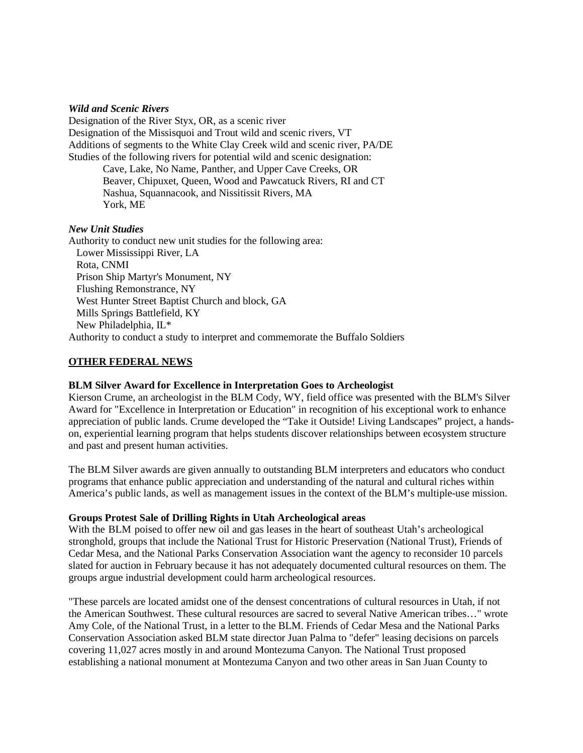***Wild and Scenic Rivers***

Designation of the River Styx, OR, as a scenic river
Designation of the Missisquoi and Trout wild and scenic rivers, VT
Additions of segments to the White Clay Creek wild and scenic river, PA/DE
Studies of the following rivers for potential wild and scenic designation:

- Cave, Lake, No Name, Panther, and Upper Cave Creeks, OR
- Beaver, Chipuxet, Queen, Wood and Pawcatuck Rivers, RI and CT
- Nashua, Squannacook, and Nissitissit Rivers, MA
- York, ME

***New Unit Studies***

Authority to conduct new unit studies for the following area:

- Lower Mississippi River, LA
- Rota, CNMI
- Prison Ship Martyr's Monument, NY
- Flushing Remonstrance, NY
- West Hunter Street Baptist Church and block, GA
- Mills Springs Battlefield, KY
- New Philadelphia, IL*

Authority to conduct a study to interpret and commemorate the Buffalo Soldiers

## OTHER FEDERAL NEWS

**BLM Silver Award for Excellence in Interpretation Goes to Archeologist**

Kierson Crume, an archeologist in the BLM Cody, WY, field office was presented with the BLM's Silver Award for "Excellence in Interpretation or Education" in recognition of his exceptional work to enhance appreciation of public lands. Crume developed the “Take it Outside! Living Landscapes” project, a hands-on, experiential learning program that helps students discover relationships between ecosystem structure and past and present human activities.

The BLM Silver awards are given annually to outstanding BLM interpreters and educators who conduct programs that enhance public appreciation and understanding of the natural and cultural riches within America’s public lands, as well as management issues in the context of the BLM’s multiple-use mission.

**Groups Protest Sale of Drilling Rights in Utah Archeological areas**

With the BLM poised to offer new oil and gas leases in the heart of southeast Utah’s archeological stronghold, groups that include the National Trust for Historic Preservation (National Trust), Friends of Cedar Mesa, and the National Parks Conservation Association want the agency to reconsider 10 parcels slated for auction in February because it has not adequately documented cultural resources on them. The groups argue industrial development could harm archeological resources.

"These parcels are located amidst one of the densest concentrations of cultural resources in Utah, if not the American Southwest. These cultural resources are sacred to several Native American tribes…" wrote Amy Cole, of the National Trust, in a letter to the BLM. Friends of Cedar Mesa and the National Parks Conservation Association asked BLM state director Juan Palma to "defer" leasing decisions on parcels covering 11,027 acres mostly in and around Montezuma Canyon. The National Trust proposed establishing a national monument at Montezuma Canyon and two other areas in San Juan County to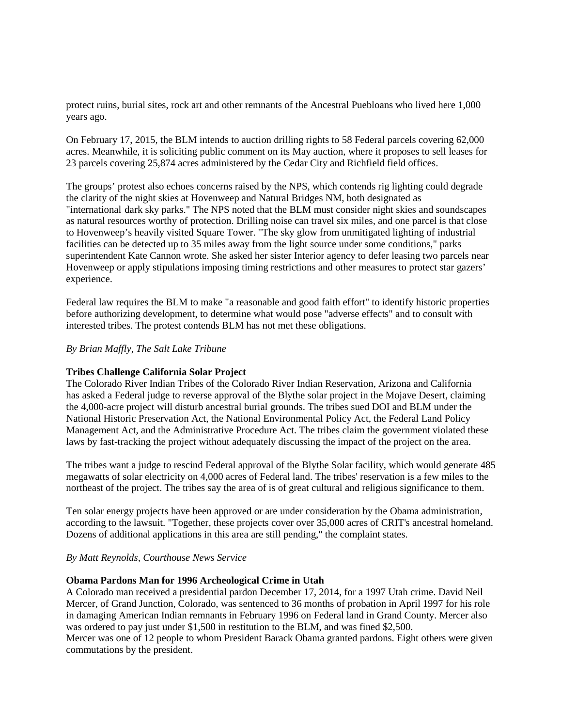protect ruins, burial sites, rock art and other remnants of the Ancestral Puebloans who lived here 1,000 years ago.

On February 17, 2015, the BLM intends to auction drilling rights to 58 Federal parcels covering 62,000 acres. Meanwhile, it is soliciting public comment on its May auction, where it proposes to sell leases for 23 parcels covering 25,874 acres administered by the Cedar City and Richfield field offices.

The groups' protest also echoes concerns raised by the NPS, which contends rig lighting could degrade the clarity of the night skies at Hovenweep and Natural Bridges NM, both designated as "international dark sky parks." The NPS noted that the BLM must consider night skies and soundscapes as natural resources worthy of protection. Drilling noise can travel six miles, and one parcel is that close to Hovenweep's heavily visited Square Tower. "The sky glow from unmitigated lighting of industrial facilities can be detected up to 35 miles away from the light source under some conditions," parks superintendent Kate Cannon wrote. She asked her sister Interior agency to defer leasing two parcels near Hovenweep or apply stipulations imposing timing restrictions and other measures to protect star gazers' experience.

Federal law requires the BLM to make "a reasonable and good faith effort" to identify historic properties before authorizing development, to determine what would pose "adverse effects" and to consult with interested tribes. The protest contends BLM has not met these obligations.

*By Brian Maffly, The Salt Lake Tribune*

**Tribes Challenge California Solar Project**

The Colorado River Indian Tribes of the Colorado River Indian Reservation, Arizona and California has asked a Federal judge to reverse approval of the Blythe solar project in the Mojave Desert, claiming the 4,000-acre project will disturb ancestral burial grounds. The tribes sued DOI and BLM under the National Historic Preservation Act, the National Environmental Policy Act, the Federal Land Policy Management Act, and the Administrative Procedure Act. The tribes claim the government violated these laws by fast-tracking the project without adequately discussing the impact of the project on the area.

The tribes want a judge to rescind Federal approval of the Blythe Solar facility, which would generate 485 megawatts of solar electricity on 4,000 acres of Federal land. The tribes' reservation is a few miles to the northeast of the project. The tribes say the area of is of great cultural and religious significance to them.

Ten solar energy projects have been approved or are under consideration by the Obama administration, according to the lawsuit. "Together, these projects cover over 35,000 acres of CRIT's ancestral homeland. Dozens of additional applications in this area are still pending," the complaint states.

*By Matt Reynolds, Courthouse News Service*

**Obama Pardons Man for 1996 Archeological Crime in Utah**

A Colorado man received a presidential pardon December 17, 2014, for a 1997 Utah crime. David Neil Mercer, of Grand Junction, Colorado, was sentenced to 36 months of probation in April 1997 for his role in damaging American Indian remnants in February 1996 on Federal land in Grand County. Mercer also was ordered to pay just under $1,500 in restitution to the BLM, and was fined $2,500.

Mercer was one of 12 people to whom President Barack Obama granted pardons. Eight others were given commutations by the president.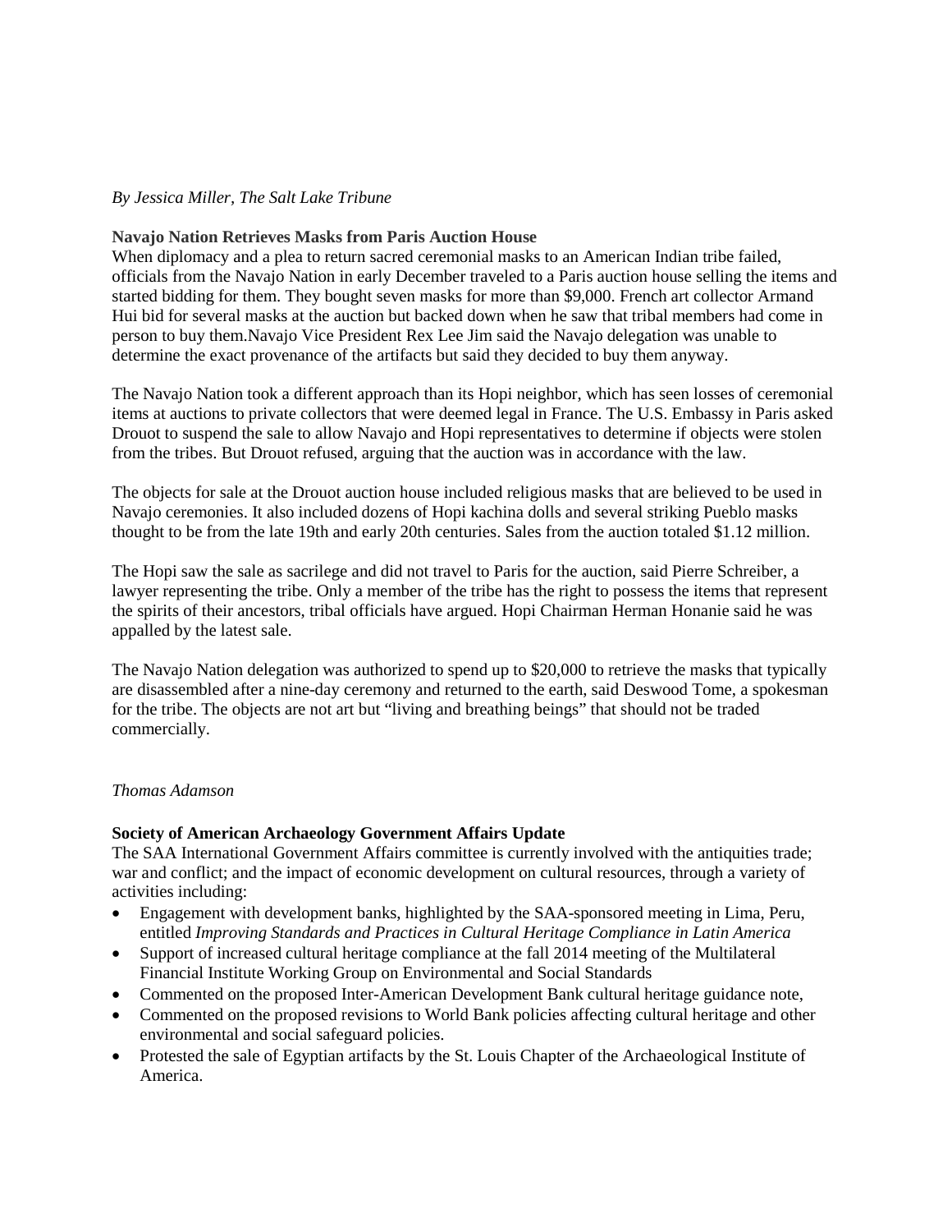*By Jessica Miller, The Salt Lake Tribune*

**Navajo Nation Retrieves Masks from Paris Auction House**

When diplomacy and a plea to return sacred ceremonial masks to an American Indian tribe failed, officials from the Navajo Nation in early December traveled to a Paris auction house selling the items and started bidding for them. They bought seven masks for more than $9,000. French art collector Armand Hui bid for several masks at the auction but backed down when he saw that tribal members had come in person to buy them.Navajo Vice President Rex Lee Jim said the Navajo delegation was unable to determine the exact provenance of the artifacts but said they decided to buy them anyway.

The Navajo Nation took a different approach than its Hopi neighbor, which has seen losses of ceremonial items at auctions to private collectors that were deemed legal in France. The U.S. Embassy in Paris asked Drouot to suspend the sale to allow Navajo and Hopi representatives to determine if objects were stolen from the tribes. But Drouot refused, arguing that the auction was in accordance with the law.

The objects for sale at the Drouot auction house included religious masks that are believed to be used in Navajo ceremonies. It also included dozens of Hopi kachina dolls and several striking Pueblo masks thought to be from the late 19th and early 20th centuries. Sales from the auction totaled $1.12 million.

The Hopi saw the sale as sacrilege and did not travel to Paris for the auction, said Pierre Schreiber, a lawyer representing the tribe. Only a member of the tribe has the right to possess the items that represent the spirits of their ancestors, tribal officials have argued. Hopi Chairman Herman Honanie said he was appalled by the latest sale.

The Navajo Nation delegation was authorized to spend up to $20,000 to retrieve the masks that typically are disassembled after a nine-day ceremony and returned to the earth, said Deswood Tome, a spokesman for the tribe. The objects are not art but "living and breathing beings" that should not be traded commercially.

*Thomas Adamson*

**Society of American Archaeology Government Affairs Update**

The SAA International Government Affairs committee is currently involved with the antiquities trade; war and conflict; and the impact of economic development on cultural resources, through a variety of activities including:

- Engagement with development banks, highlighted by the SAA-sponsored meeting in Lima, Peru, entitled *Improving Standards and Practices in Cultural Heritage Compliance in Latin America*
- Support of increased cultural heritage compliance at the fall 2014 meeting of the Multilateral Financial Institute Working Group on Environmental and Social Standards
- Commented on the proposed Inter-American Development Bank cultural heritage guidance note,
- Commented on the proposed revisions to World Bank policies affecting cultural heritage and other environmental and social safeguard policies.
- Protested the sale of Egyptian artifacts by the St. Louis Chapter of the Archaeological Institute of America.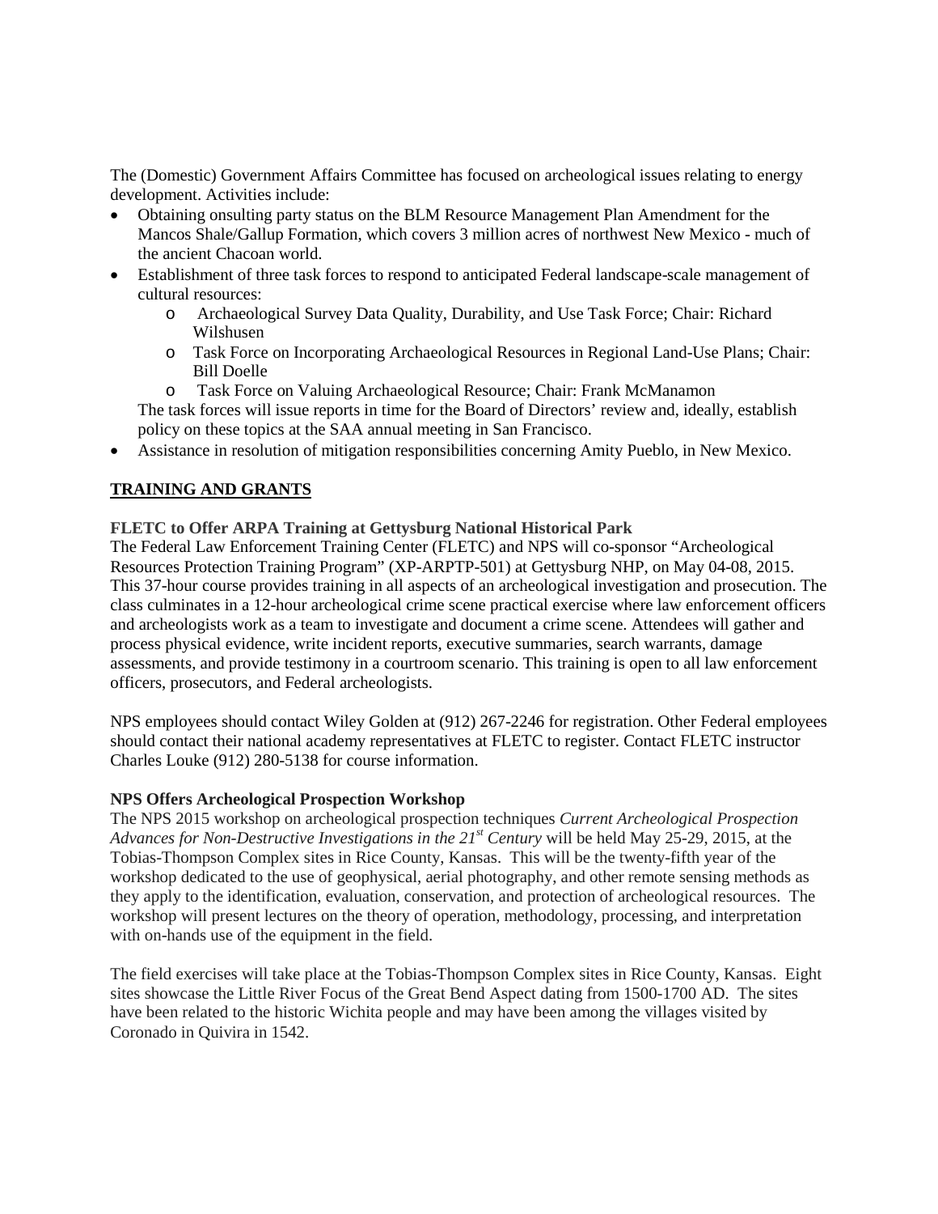The (Domestic) Government Affairs Committee has focused on archeological issues relating to energy development. Activities include:

- Obtaining onsulting party status on the BLM Resource Management Plan Amendment for the Mancos Shale/Gallup Formation, which covers 3 million acres of northwest New Mexico - much of the ancient Chacoan world.
- Establishment of three task forces to respond to anticipated Federal landscape-scale management of cultural resources:
    - Archaeological Survey Data Quality, Durability, and Use Task Force; Chair: Richard Wilshusen
    - Task Force on Incorporating Archaeological Resources in Regional Land-Use Plans; Chair: Bill Doelle
    - Task Force on Valuing Archaeological Resource; Chair: Frank McManamon

  The task forces will issue reports in time for the Board of Directors' review and, ideally, establish policy on these topics at the SAA annual meeting in San Francisco.
- Assistance in resolution of mitigation responsibilities concerning Amity Pueblo, in New Mexico.

## TRAINING AND GRANTS

### FLETC to Offer ARPA Training at Gettysburg National Historical Park

The Federal Law Enforcement Training Center (FLETC) and NPS will co-sponsor "Archeological Resources Protection Training Program" (XP-ARPTP-501) at Gettysburg NHP, on May 04-08, 2015. This 37-hour course provides training in all aspects of an archeological investigation and prosecution. The class culminates in a 12-hour archeological crime scene practical exercise where law enforcement officers and archeologists work as a team to investigate and document a crime scene. Attendees will gather and process physical evidence, write incident reports, executive summaries, search warrants, damage assessments, and provide testimony in a courtroom scenario. This training is open to all law enforcement officers, prosecutors, and Federal archeologists.

NPS employees should contact Wiley Golden at (912) 267-2246 for registration. Other Federal employees should contact their national academy representatives at FLETC to register. Contact FLETC instructor Charles Louke (912) 280-5138 for course information.

### NPS Offers Archeological Prospection Workshop

The NPS 2015 workshop on archeological prospection techniques *Current Archeological Prospection Advances for Non-Destructive Investigations in the 21st Century* will be held May 25-29, 2015, at the Tobias-Thompson Complex sites in Rice County, Kansas. This will be the twenty-fifth year of the workshop dedicated to the use of geophysical, aerial photography, and other remote sensing methods as they apply to the identification, evaluation, conservation, and protection of archeological resources. The workshop will present lectures on the theory of operation, methodology, processing, and interpretation with on-hands use of the equipment in the field.

The field exercises will take place at the Tobias-Thompson Complex sites in Rice County, Kansas. Eight sites showcase the Little River Focus of the Great Bend Aspect dating from 1500-1700 AD. The sites have been related to the historic Wichita people and may have been among the villages visited by Coronado in Quivira in 1542.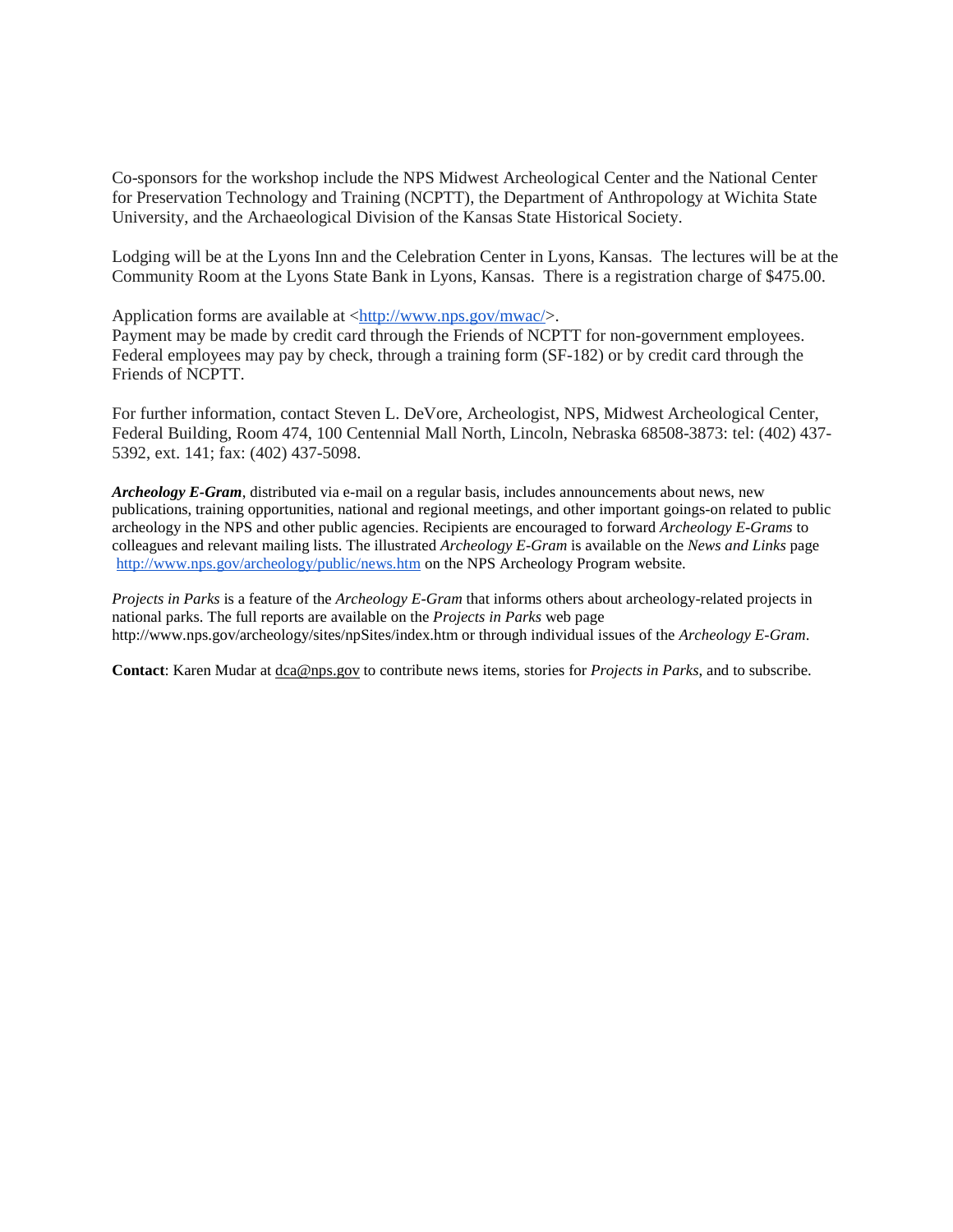Co-sponsors for the workshop include the NPS Midwest Archeological Center and the National Center for Preservation Technology and Training (NCPTT), the Department of Anthropology at Wichita State University, and the Archaeological Division of the Kansas State Historical Society.

Lodging will be at the Lyons Inn and the Celebration Center in Lyons, Kansas. The lectures will be at the Community Room at the Lyons State Bank in Lyons, Kansas. There is a registration charge of $475.00.

Application forms are available at <http://www.nps.gov/mwac/>.
Payment may be made by credit card through the Friends of NCPTT for non-government employees. Federal employees may pay by check, through a training form (SF-182) or by credit card through the Friends of NCPTT.

For further information, contact Steven L. DeVore, Archeologist, NPS, Midwest Archeological Center, Federal Building, Room 474, 100 Centennial Mall North, Lincoln, Nebraska 68508-3873: tel: (402) 437-5392, ext. 141; fax: (402) 437-5098.

***Archeology E-Gram***, distributed via e-mail on a regular basis, includes announcements about news, new publications, training opportunities, national and regional meetings, and other important goings-on related to public archeology in the NPS and other public agencies. Recipients are encouraged to forward *Archeology E-Grams* to colleagues and relevant mailing lists. The illustrated *Archeology E-Gram* is available on the *News and Links* page http://www.nps.gov/archeology/public/news.htm on the NPS Archeology Program website.

*Projects in Parks* is a feature of the *Archeology E-Gram* that informs others about archeology-related projects in national parks. The full reports are available on the *Projects in Parks* web page http://www.nps.gov/archeology/sites/npSites/index.htm or through individual issues of the *Archeology E-Gram*.

**Contact**: Karen Mudar at dca@nps.gov to contribute news items, stories for *Projects in Parks*, and to subscribe.